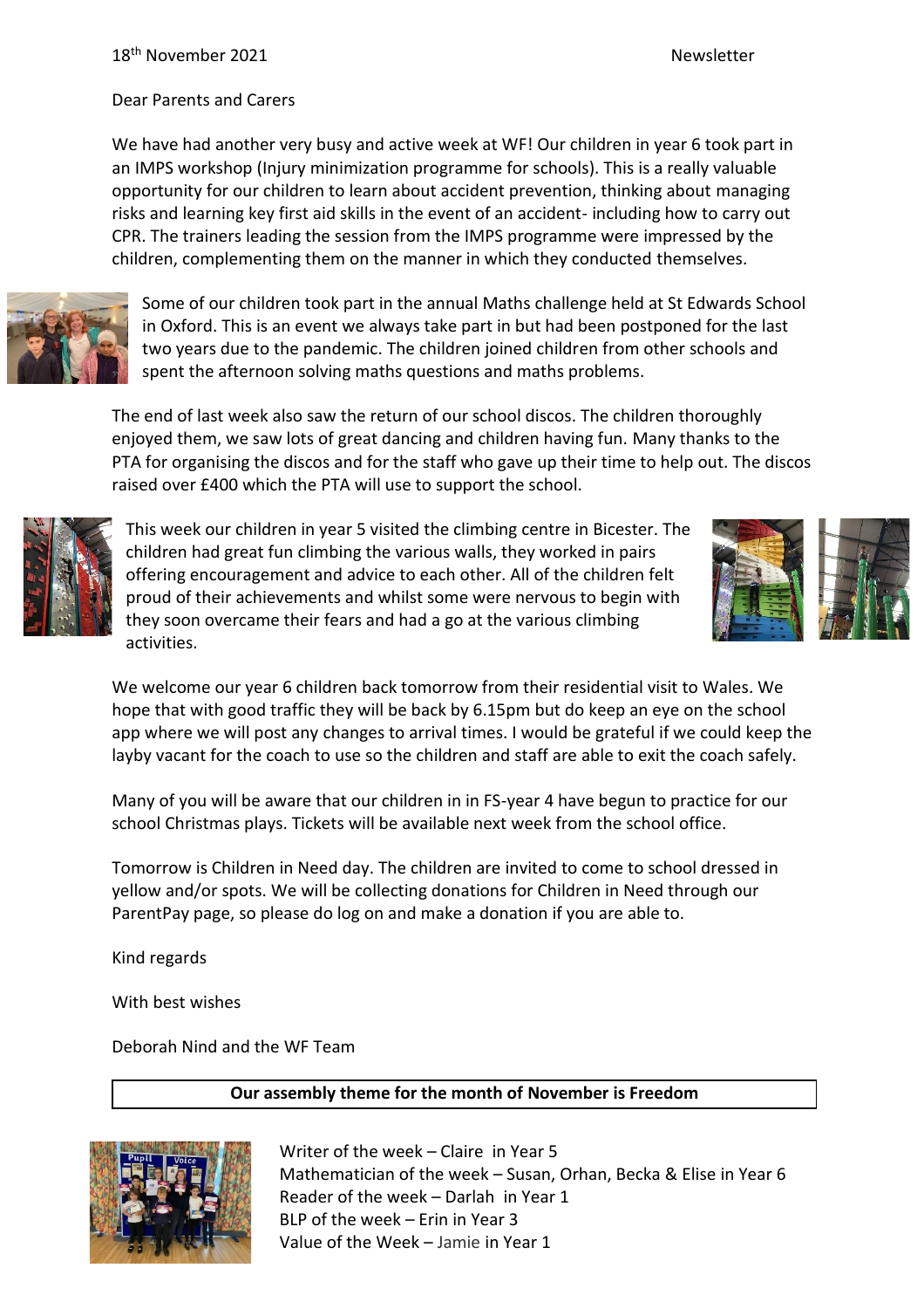18th November 2021 Newsletter

Dear Parents and Carers

We have had another very busy and active week at WF! Our children in year 6 took part in an IMPS workshop (Injury minimization programme for schools). This is a really valuable opportunity for our children to learn about accident prevention, thinking about managing risks and learning key first aid skills in the event of an accident- including how to carry out CPR. The trainers leading the session from the IMPS programme were impressed by the children, complementing them on the manner in which they conducted themselves.

Some of our children took part in the annual Maths challenge held at St Edwards School in Oxford. This is an event we always take part in but had been postponed for the last two years due to the pandemic. The children joined children from other schools and spent the afternoon solving maths questions and maths problems.

The end of last week also saw the return of our school discos. The children thoroughly enjoyed them, we saw lots of great dancing and children having fun. Many thanks to the PTA for organising the discos and for the staff who gave up their time to help out. The discos raised over £400 which the PTA will use to support the school.

This week our children in year 5 visited the climbing centre in Bicester. The children had great fun climbing the various walls, they worked in pairs offering encouragement and advice to each other. All of the children felt proud of their achievements and whilst some were nervous to begin with they soon overcame their fears and had a go at the various climbing activities.

We welcome our year 6 children back tomorrow from their residential visit to Wales. We hope that with good traffic they will be back by 6.15pm but do keep an eye on the school app where we will post any changes to arrival times. I would be grateful if we could keep the layby vacant for the coach to use so the children and staff are able to exit the coach safely.

Many of you will be aware that our children in in FS-year 4 have begun to practice for our school Christmas plays. Tickets will be available next week from the school office.

Tomorrow is Children in Need day. The children are invited to come to school dressed in yellow and/or spots. We will be collecting donations for Children in Need through our ParentPay page, so please do log on and make a donation if you are able to.

Kind regards

With best wishes

Deborah Nind and the WF Team

**Our assembly theme for the month of November is Freedom**

Writer of the week – Claire in Year 5
Mathematician of the week – Susan, Orhan, Becka & Elise in Year 6
Reader of the week – Darlah in Year 1
BLP of the week – Erin in Year 3
Value of the Week – Jamie in Year 1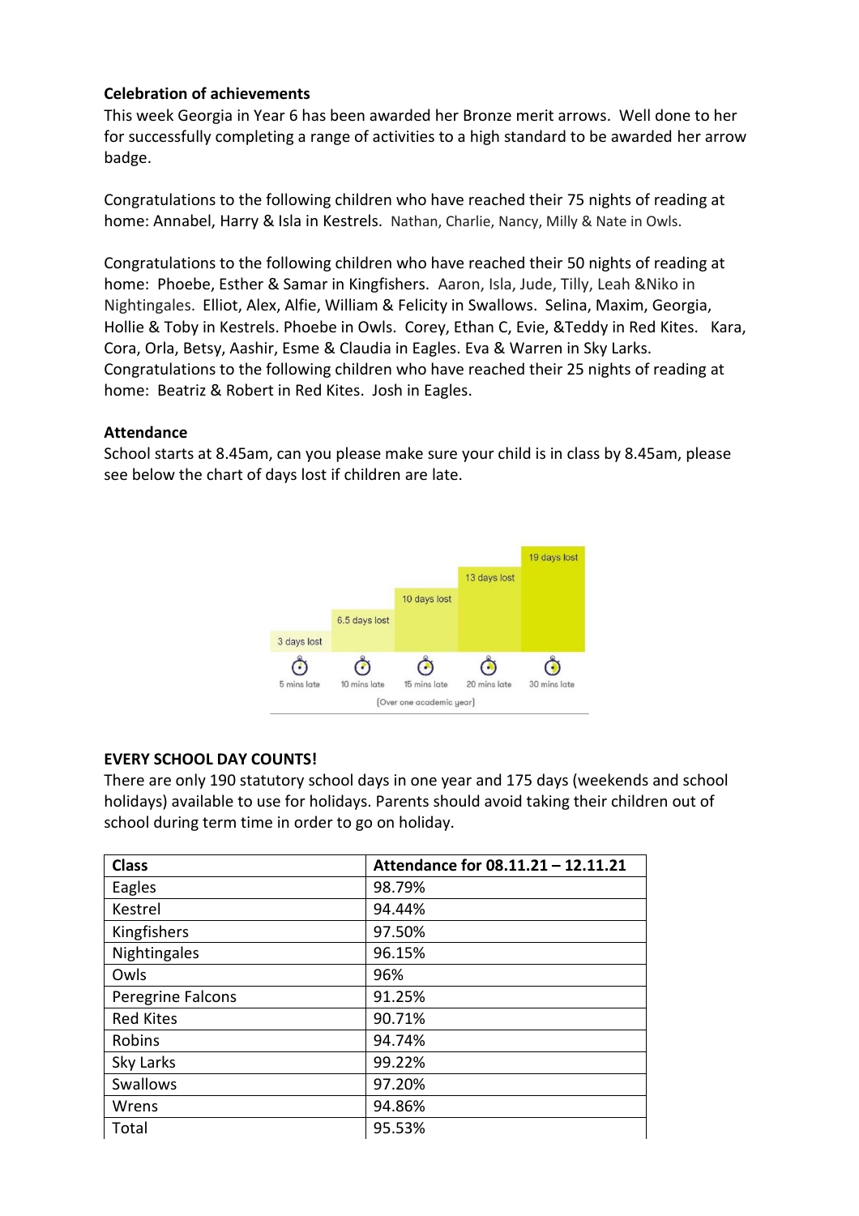**Celebration of achievements**

This week Georgia in Year 6 has been awarded her Bronze merit arrows. Well done to her for successfully completing a range of activities to a high standard to be awarded her arrow badge.

Congratulations to the following children who have reached their 75 nights of reading at home: Annabel, Harry & Isla in Kestrels. Nathan, Charlie, Nancy, Milly & Nate in Owls.

Congratulations to the following children who have reached their 50 nights of reading at home: Phoebe, Esther & Samar in Kingfishers. Aaron, Isla, Jude, Tilly, Leah &Niko in Nightingales. Elliot, Alex, Alfie, William & Felicity in Swallows. Selina, Maxim, Georgia, Hollie & Toby in Kestrels. Phoebe in Owls. Corey, Ethan C, Evie, &Teddy in Red Kites. Kara, Cora, Orla, Betsy, Aashir, Esme & Claudia in Eagles. Eva & Warren in Sky Larks.

Congratulations to the following children who have reached their 25 nights of reading at home: Beatriz & Robert in Red Kites. Josh in Eagles.

**Attendance**

School starts at 8.45am, can you please make sure your child is in class by 8.45am, please see below the chart of days lost if children are late.

**EVERY SCHOOL DAY COUNTS!**

There are only 190 statutory school days in one year and 175 days (weekends and school holidays) available to use for holidays. Parents should avoid taking their children out of school during term time in order to go on holiday.

| Class | Attendance for 08.11.21 – 12.11.21 |
|---|---|
| Eagles | 98.79% |
| Kestrel | 94.44% |
| Kingfishers | 97.50% |
| Nightingales | 96.15% |
| Owls | 96% |
| Peregrine Falcons | 91.25% |
| Red Kites | 90.71% |
| Robins | 94.74% |
| Sky Larks | 99.22% |
| Swallows | 97.20% |
| Wrens | 94.86% |
| Total | 95.53% |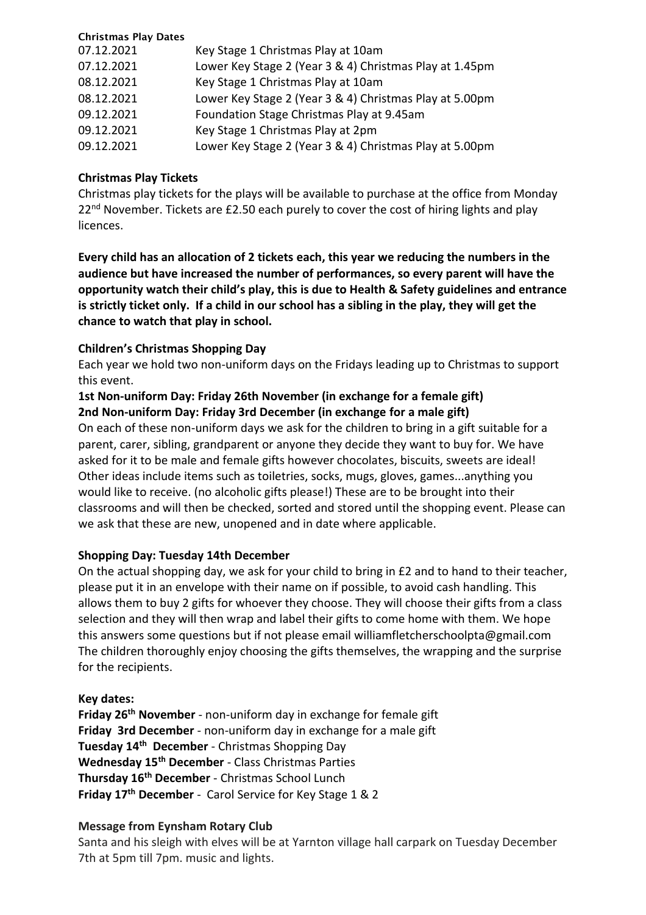**Christmas Play Dates**

| | |
|---|---|
| 07.12.2021 | Key Stage 1 Christmas Play at 10am |
| 07.12.2021 | Lower Key Stage 2 (Year 3 & 4) Christmas Play at 1.45pm |
| 08.12.2021 | Key Stage 1 Christmas Play at 10am |
| 08.12.2021 | Lower Key Stage 2 (Year 3 & 4) Christmas Play at 5.00pm |
| 09.12.2021 | Foundation Stage Christmas Play at 9.45am |
| 09.12.2021 | Key Stage 1 Christmas Play at 2pm |
| 09.12.2021 | Lower Key Stage 2 (Year 3 & 4) Christmas Play at 5.00pm |

### Christmas Play Tickets

Christmas play tickets for the plays will be available to purchase at the office from Monday 22nd November. Tickets are £2.50 each purely to cover the cost of hiring lights and play licences.

**Every child has an allocation of 2 tickets each, this year we reducing the numbers in the audience but have increased the number of performances, so every parent will have the opportunity watch their child's play, this is due to Health & Safety guidelines and entrance is strictly ticket only. If a child in our school has a sibling in the play, they will get the chance to watch that play in school.**

### Children's Christmas Shopping Day

Each year we hold two non-uniform days on the Fridays leading up to Christmas to support this event.

**1st Non-uniform Day: Friday 26th November (in exchange for a female gift)**
**2nd Non-uniform Day: Friday 3rd December (in exchange for a male gift)**

On each of these non-uniform days we ask for the children to bring in a gift suitable for a parent, carer, sibling, grandparent or anyone they decide they want to buy for. We have asked for it to be male and female gifts however chocolates, biscuits, sweets are ideal! Other ideas include items such as toiletries, socks, mugs, gloves, games...anything you would like to receive. (no alcoholic gifts please!) These are to be brought into their classrooms and will then be checked, sorted and stored until the shopping event. Please can we ask that these are new, unopened and in date where applicable.

### Shopping Day: Tuesday 14th December

On the actual shopping day, we ask for your child to bring in £2 and to hand to their teacher, please put it in an envelope with their name on if possible, to avoid cash handling. This allows them to buy 2 gifts for whoever they choose. They will choose their gifts from a class selection and they will then wrap and label their gifts to come home with them. We hope this answers some questions but if not please email williamfletcherschoolpta@gmail.com The children thoroughly enjoy choosing the gifts themselves, the wrapping and the surprise for the recipients.

**Key dates:**

**Friday 26th November** - non-uniform day in exchange for female gift
**Friday 3rd December** - non-uniform day in exchange for a male gift
**Tuesday 14th December** - Christmas Shopping Day
**Wednesday 15th December** - Class Christmas Parties
**Thursday 16th December** - Christmas School Lunch
**Friday 17th December** - Carol Service for Key Stage 1 & 2

### Message from Eynsham Rotary Club

Santa and his sleigh with elves will be at Yarnton village hall carpark on Tuesday December 7th at 5pm till 7pm. music and lights.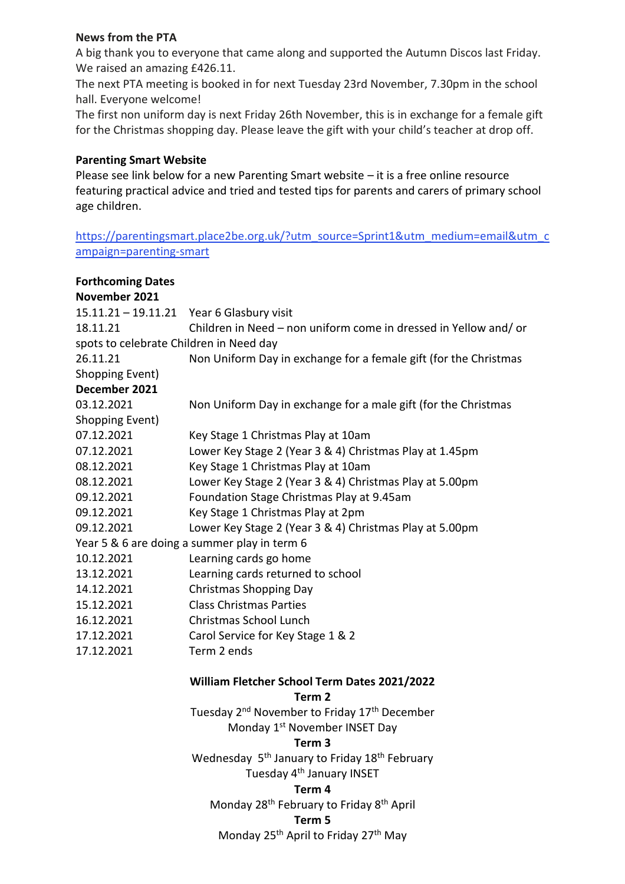**News from the PTA**

A big thank you to everyone that came along and supported the Autumn Discos last Friday. We raised an amazing £426.11.

The next PTA meeting is booked in for next Tuesday 23rd November, 7.30pm in the school hall. Everyone welcome!

The first non uniform day is next Friday 26th November, this is in exchange for a female gift for the Christmas shopping day. Please leave the gift with your child's teacher at drop off.

**Parenting Smart Website**

Please see link below for a new Parenting Smart website – it is a free online resource featuring practical advice and tried and tested tips for parents and carers of primary school age children.

https://parentingsmart.place2be.org.uk/?utm_source=Sprint1&utm_medium=email&utm_campaign=parenting-smart

**Forthcoming Dates**

**November 2021**

15.11.21 – 19.11.21 Year 6 Glasbury visit
18.11.21 Children in Need – non uniform come in dressed in Yellow and/ or spots to celebrate Children in Need day
26.11.21 Non Uniform Day in exchange for a female gift (for the Christmas Shopping Event)

**December 2021**

03.12.2021 Non Uniform Day in exchange for a male gift (for the Christmas Shopping Event)
07.12.2021 Key Stage 1 Christmas Play at 10am
07.12.2021 Lower Key Stage 2 (Year 3 & 4) Christmas Play at 1.45pm
08.12.2021 Key Stage 1 Christmas Play at 10am
08.12.2021 Lower Key Stage 2 (Year 3 & 4) Christmas Play at 5.00pm
09.12.2021 Foundation Stage Christmas Play at 9.45am
09.12.2021 Key Stage 1 Christmas Play at 2pm
09.12.2021 Lower Key Stage 2 (Year 3 & 4) Christmas Play at 5.00pm
Year 5 & 6 are doing a summer play in term 6
10.12.2021 Learning cards go home
13.12.2021 Learning cards returned to school
14.12.2021 Christmas Shopping Day
15.12.2021 Class Christmas Parties
16.12.2021 Christmas School Lunch
17.12.2021 Carol Service for Key Stage 1 & 2
17.12.2021 Term 2 ends

**William Fletcher School Term Dates 2021/2022**

**Term 2**

Tuesday 2nd November to Friday 17th December
Monday 1st November INSET Day

**Term 3**

Wednesday 5th January to Friday 18th February
Tuesday 4th January INSET

**Term 4**

Monday 28th February to Friday 8th April

**Term 5**

Monday 25th April to Friday 27th May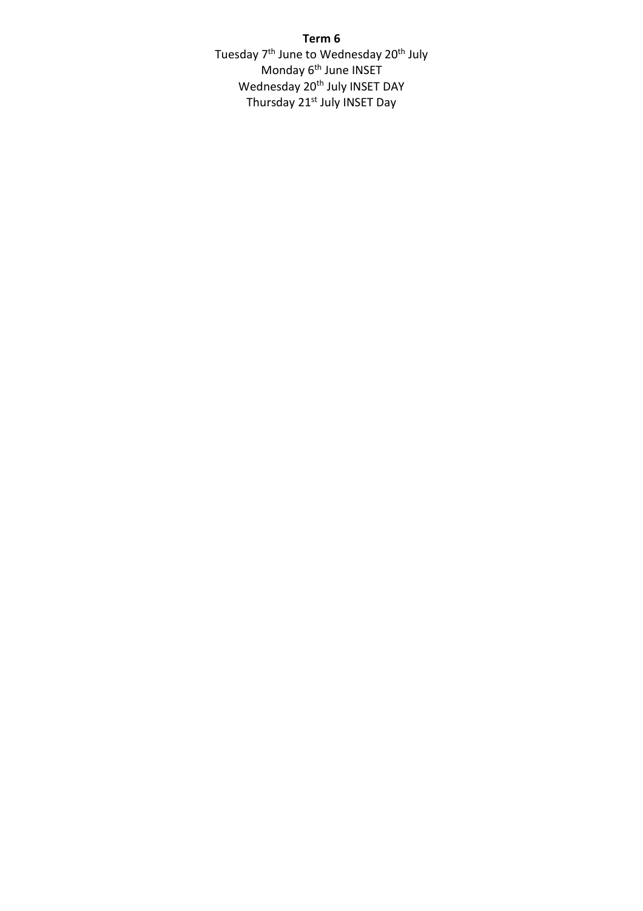**Term 6**

Tuesday 7th June to Wednesday 20th July

Monday 6th June INSET

Wednesday 20th July INSET DAY

Thursday 21st July INSET Day